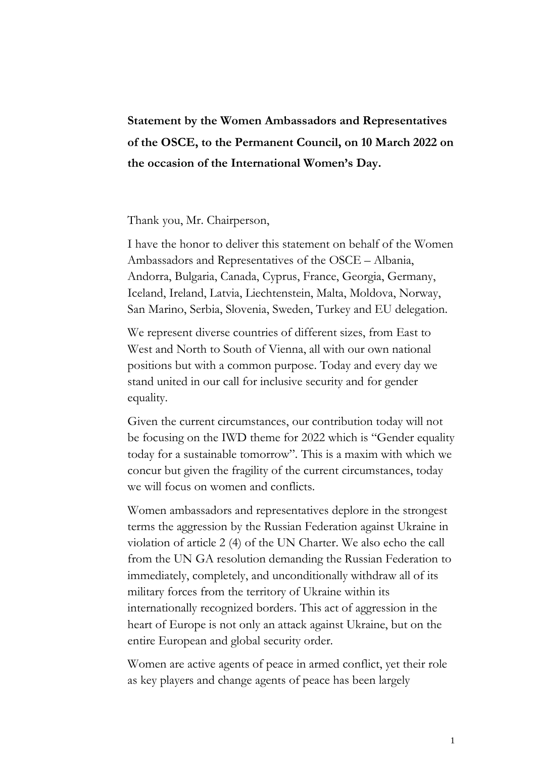**Statement by the Women Ambassadors and Representatives of the OSCE, to the Permanent Council, on 10 March 2022 on the occasion of the International Women's Day.**

Thank you, Mr. Chairperson,

I have the honor to deliver this statement on behalf of the Women Ambassadors and Representatives of the OSCE – Albania, Andorra, Bulgaria, Canada, Cyprus, France, Georgia, Germany, Iceland, Ireland, Latvia, Liechtenstein, Malta, Moldova, Norway, San Marino, Serbia, Slovenia, Sweden, Turkey and EU delegation.

We represent diverse countries of different sizes, from East to West and North to South of Vienna, all with our own national positions but with a common purpose. Today and every day we stand united in our call for inclusive security and for gender equality.

Given the current circumstances, our contribution today will not be focusing on the IWD theme for 2022 which is "Gender equality today for a sustainable tomorrow". This is a maxim with which we concur but given the fragility of the current circumstances, today we will focus on women and conflicts.

Women ambassadors and representatives deplore in the strongest terms the aggression by the Russian Federation against Ukraine in violation of article 2 (4) of the UN Charter. We also echo the call from the UN GA resolution demanding the Russian Federation to immediately, completely, and unconditionally withdraw all of its military forces from the territory of Ukraine within its internationally recognized borders. This act of aggression in the heart of Europe is not only an attack against Ukraine, but on the entire European and global security order.

Women are active agents of peace in armed conflict, yet their role as key players and change agents of peace has been largely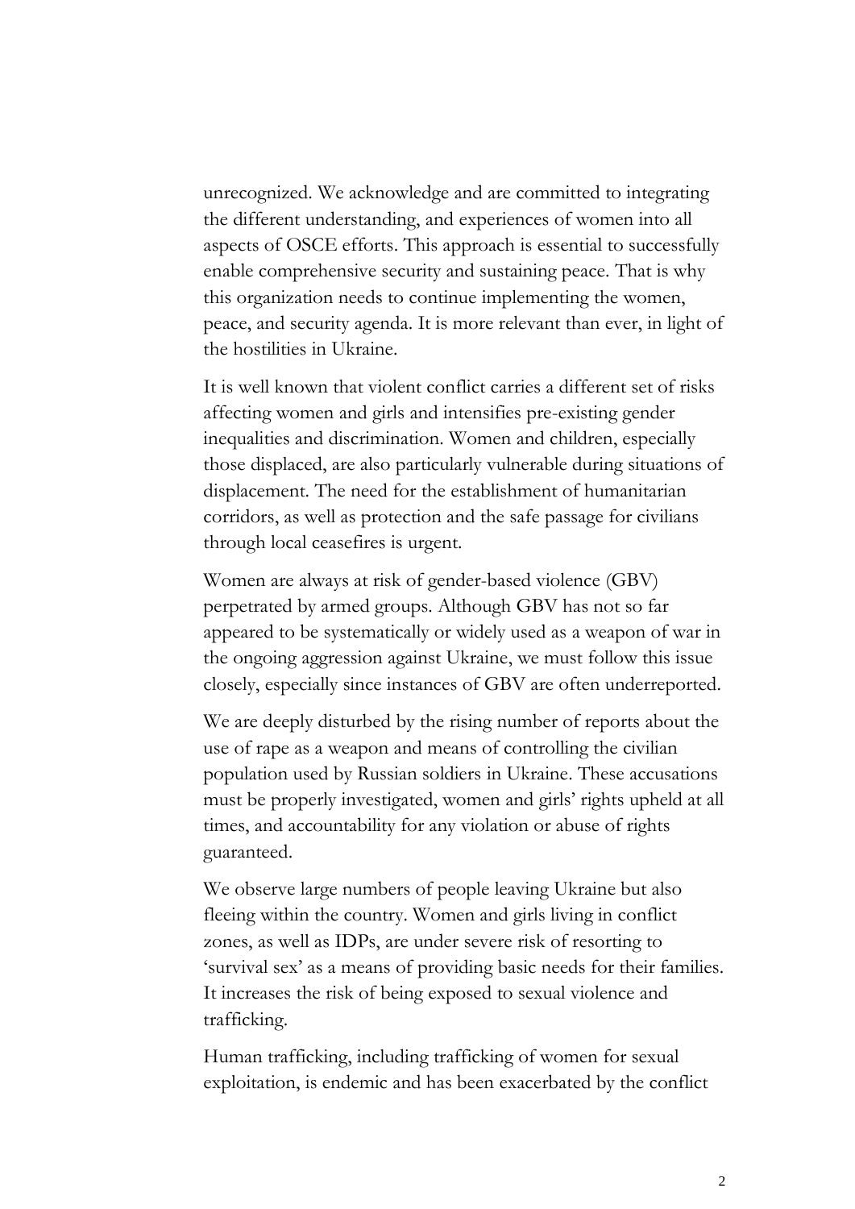unrecognized. We acknowledge and are committed to integrating the different understanding, and experiences of women into all aspects of OSCE efforts. This approach is essential to successfully enable comprehensive security and sustaining peace. That is why this organization needs to continue implementing the women, peace, and security agenda. It is more relevant than ever, in light of the hostilities in Ukraine.

It is well known that violent conflict carries a different set of risks affecting women and girls and intensifies pre-existing gender inequalities and discrimination. Women and children, especially those displaced, are also particularly vulnerable during situations of displacement. The need for the establishment of humanitarian corridors, as well as protection and the safe passage for civilians through local ceasefires is urgent.

Women are always at risk of gender-based violence (GBV) perpetrated by armed groups. Although GBV has not so far appeared to be systematically or widely used as a weapon of war in the ongoing aggression against Ukraine, we must follow this issue closely, especially since instances of GBV are often underreported.

We are deeply disturbed by the rising number of reports about the use of rape as a weapon and means of controlling the civilian population used by Russian soldiers in Ukraine. These accusations must be properly investigated, women and girls' rights upheld at all times, and accountability for any violation or abuse of rights guaranteed.

We observe large numbers of people leaving Ukraine but also fleeing within the country. Women and girls living in conflict zones, as well as IDPs, are under severe risk of resorting to 'survival sex' as a means of providing basic needs for their families. It increases the risk of being exposed to sexual violence and trafficking.

Human trafficking, including trafficking of women for sexual exploitation, is endemic and has been exacerbated by the conflict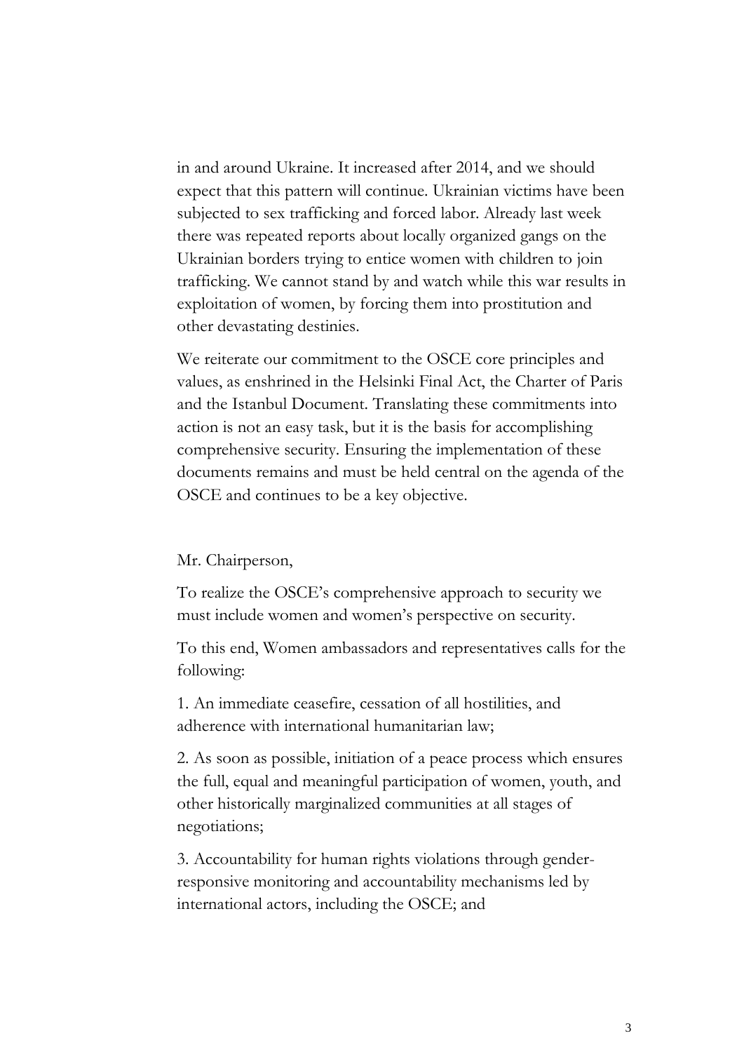in and around Ukraine. It increased after 2014, and we should expect that this pattern will continue. Ukrainian victims have been subjected to sex trafficking and forced labor. Already last week there was repeated reports about locally organized gangs on the Ukrainian borders trying to entice women with children to join trafficking. We cannot stand by and watch while this war results in exploitation of women, by forcing them into prostitution and other devastating destinies.

We reiterate our commitment to the OSCE core principles and values, as enshrined in the Helsinki Final Act, the Charter of Paris and the Istanbul Document. Translating these commitments into action is not an easy task, but it is the basis for accomplishing comprehensive security. Ensuring the implementation of these documents remains and must be held central on the agenda of the OSCE and continues to be a key objective.

Mr. Chairperson,

To realize the OSCE's comprehensive approach to security we must include women and women's perspective on security.

To this end, Women ambassadors and representatives calls for the following:

1. An immediate ceasefire, cessation of all hostilities, and adherence with international humanitarian law;

2. As soon as possible, initiation of a peace process which ensures the full, equal and meaningful participation of women, youth, and other historically marginalized communities at all stages of negotiations;

3. Accountability for human rights violations through gender-responsive monitoring and accountability mechanisms led by international actors, including the OSCE; and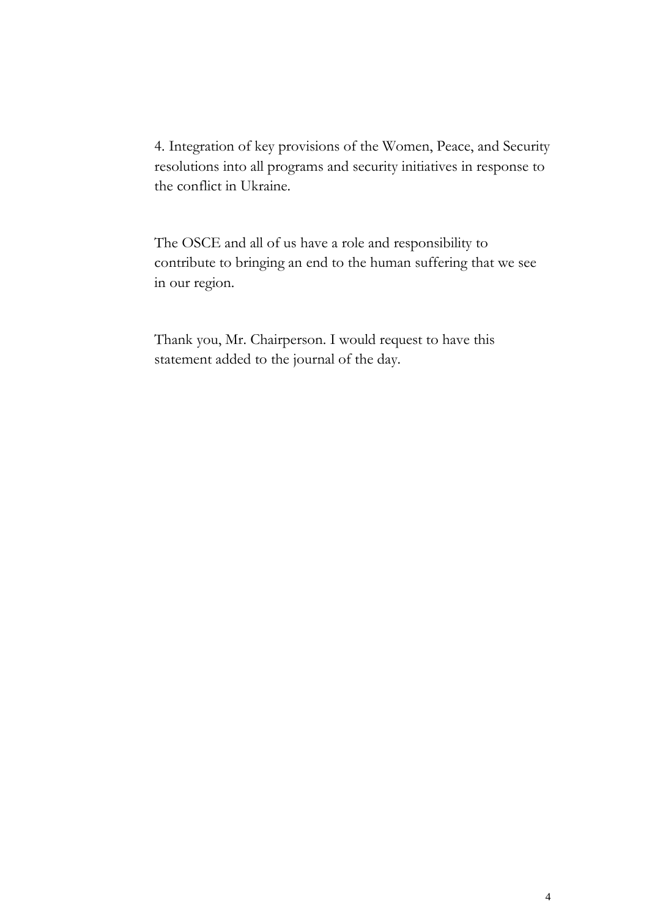4. Integration of key provisions of the Women, Peace, and Security resolutions into all programs and security initiatives in response to the conflict in Ukraine.

The OSCE and all of us have a role and responsibility to contribute to bringing an end to the human suffering that we see in our region.

Thank you, Mr. Chairperson. I would request to have this statement added to the journal of the day.